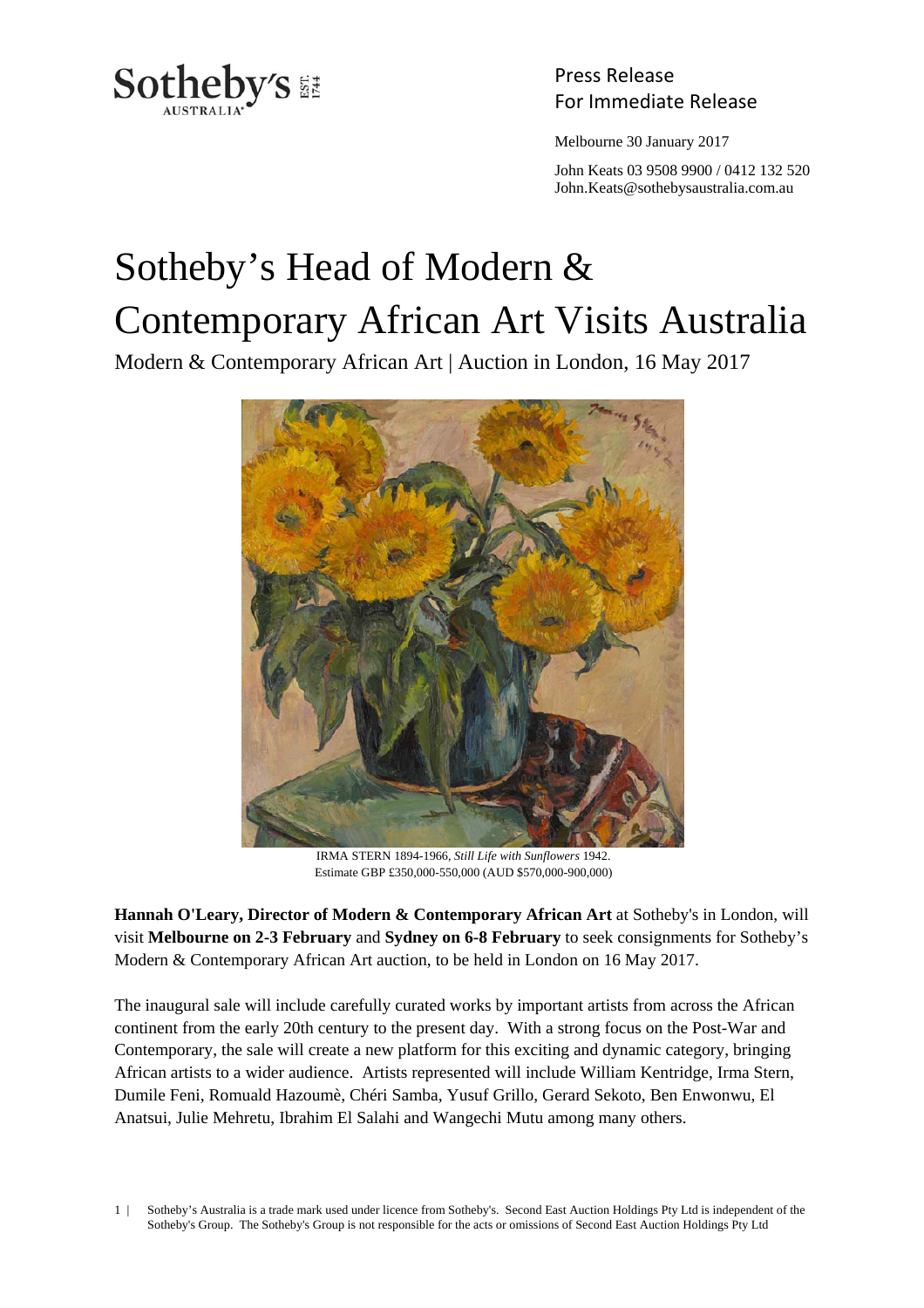Press Release
For Immediate Release

Melbourne 30 January 2017

John Keats 03 9508 9900 / 0412 132 520
John.Keats@sothebysaustralia.com.au

# Sotheby's Head of Modern & Contemporary African Art Visits Australia

Modern & Contemporary African Art | Auction in London, 16 May 2017

IRMA STERN 1894-1966, *Still Life with Sunflowers* 1942.
Estimate GBP £350,000-550,000 (AUD $570,000-900,000)

**Hannah O'Leary, Director of Modern & Contemporary African Art** at Sotheby's in London, will visit **Melbourne on 2-3 February** and **Sydney on 6-8 February** to seek consignments for Sotheby's Modern & Contemporary African Art auction, to be held in London on 16 May 2017.

The inaugural sale will include carefully curated works by important artists from across the African continent from the early 20th century to the present day. With a strong focus on the Post-War and Contemporary, the sale will create a new platform for this exciting and dynamic category, bringing African artists to a wider audience. Artists represented will include William Kentridge, Irma Stern, Dumile Feni, Romuald Hazoumè, Chéri Samba, Yusuf Grillo, Gerard Sekoto, Ben Enwonwu, El Anatsui, Julie Mehretu, Ibrahim El Salahi and Wangechi Mutu among many others.

Sotheby's Australia is a trade mark used under licence from Sotheby's. Second East Auction Holdings Pty Ltd is independent of the Sotheby's Group. The Sotheby's Group is not responsible for the acts or omissions of Second East Auction Holdings Pty Ltd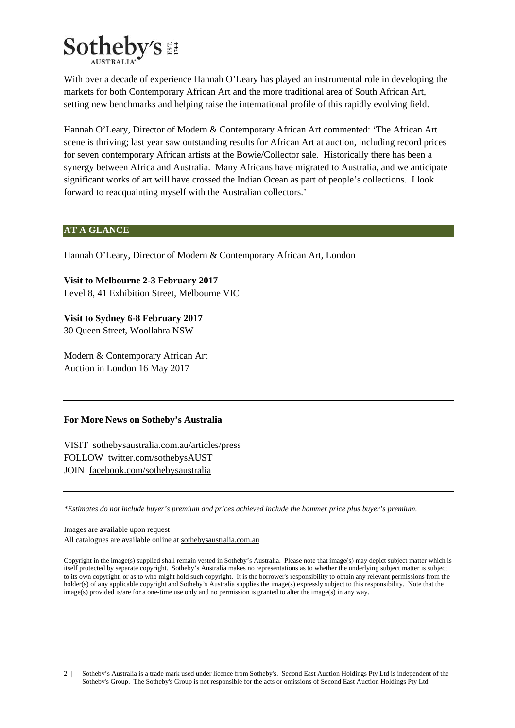With over a decade of experience Hannah O'Leary has played an instrumental role in developing the markets for both Contemporary African Art and the more traditional area of South African Art, setting new benchmarks and helping raise the international profile of this rapidly evolving field.

Hannah O'Leary, Director of Modern & Contemporary African Art commented: 'The African Art scene is thriving; last year saw outstanding results for African Art at auction, including record prices for seven contemporary African artists at the Bowie/Collector sale. Historically there has been a synergy between Africa and Australia. Many Africans have migrated to Australia, and we anticipate significant works of art will have crossed the Indian Ocean as part of people's collections. I look forward to reacquainting myself with the Australian collectors.'

## AT A GLANCE

Hannah O'Leary, Director of Modern & Contemporary African Art, London

**Visit to Melbourne 2-3 February 2017**
Level 8, 41 Exhibition Street, Melbourne VIC

**Visit to Sydney 6-8 February 2017**
30 Queen Street, Woollahra NSW

Modern & Contemporary African Art
Auction in London 16 May 2017

---

**For More News on Sotheby's Australia**

VISIT sothebysaustralia.com.au/articles/press
FOLLOW twitter.com/sothebysAUST
JOIN facebook.com/sothebysaustralia

---

*\*Estimates do not include buyer's premium and prices achieved include the hammer price plus buyer's premium.*

Images are available upon request
All catalogues are available online at sothebysaustralia.com.au

Copyright in the image(s) supplied shall remain vested in Sotheby's Australia. Please note that image(s) may depict subject matter which is itself protected by separate copyright. Sotheby's Australia makes no representations as to whether the underlying subject matter is subject to its own copyright, or as to who might hold such copyright. It is the borrower's responsibility to obtain any relevant permissions from the holder(s) of any applicable copyright and Sotheby's Australia supplies the image(s) expressly subject to this responsibility. Note that the image(s) provided is/are for a one-time use only and no permission is granted to alter the image(s) in any way.

Sotheby's Australia is a trade mark used under licence from Sotheby's. Second East Auction Holdings Pty Ltd is independent of the Sotheby's Group. The Sotheby's Group is not responsible for the acts or omissions of Second East Auction Holdings Pty Ltd